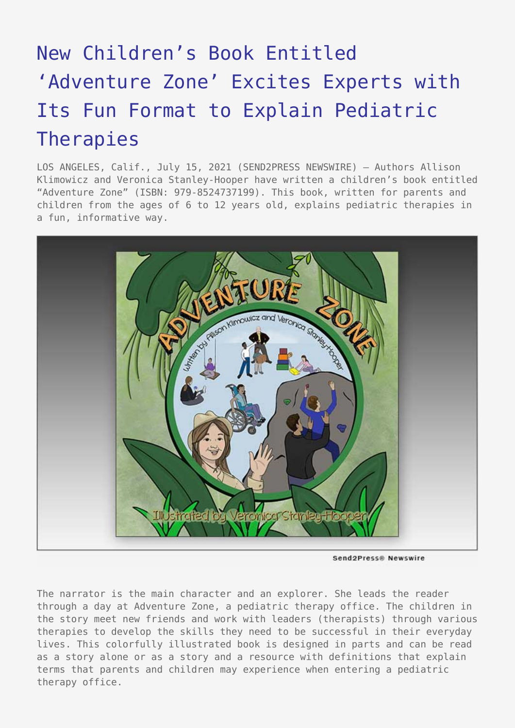# New Children's Book Entitled 'Adventure Zone' Excites Experts with Its Fun Format to Explain Pediatric Therapies

LOS ANGELES, Calif., July 15, 2021 (SEND2PRESS NEWSWIRE) — Authors Allison Klimowicz and Veronica Stanley-Hooper have written a children's book entitled "Adventure Zone" (ISBN: 979-8524737199). This book, written for parents and children from the ages of 6 to 12 years old, explains pediatric therapies in a fun, informative way.

The narrator is the main character and an explorer. She leads the reader through a day at Adventure Zone, a pediatric therapy office. The children in the story meet new friends and work with leaders (therapists) through various therapies to develop the skills they need to be successful in their everyday lives. This colorfully illustrated book is designed in parts and can be read as a story alone or as a story and a resource with definitions that explain terms that parents and children may experience when entering a pediatric therapy office.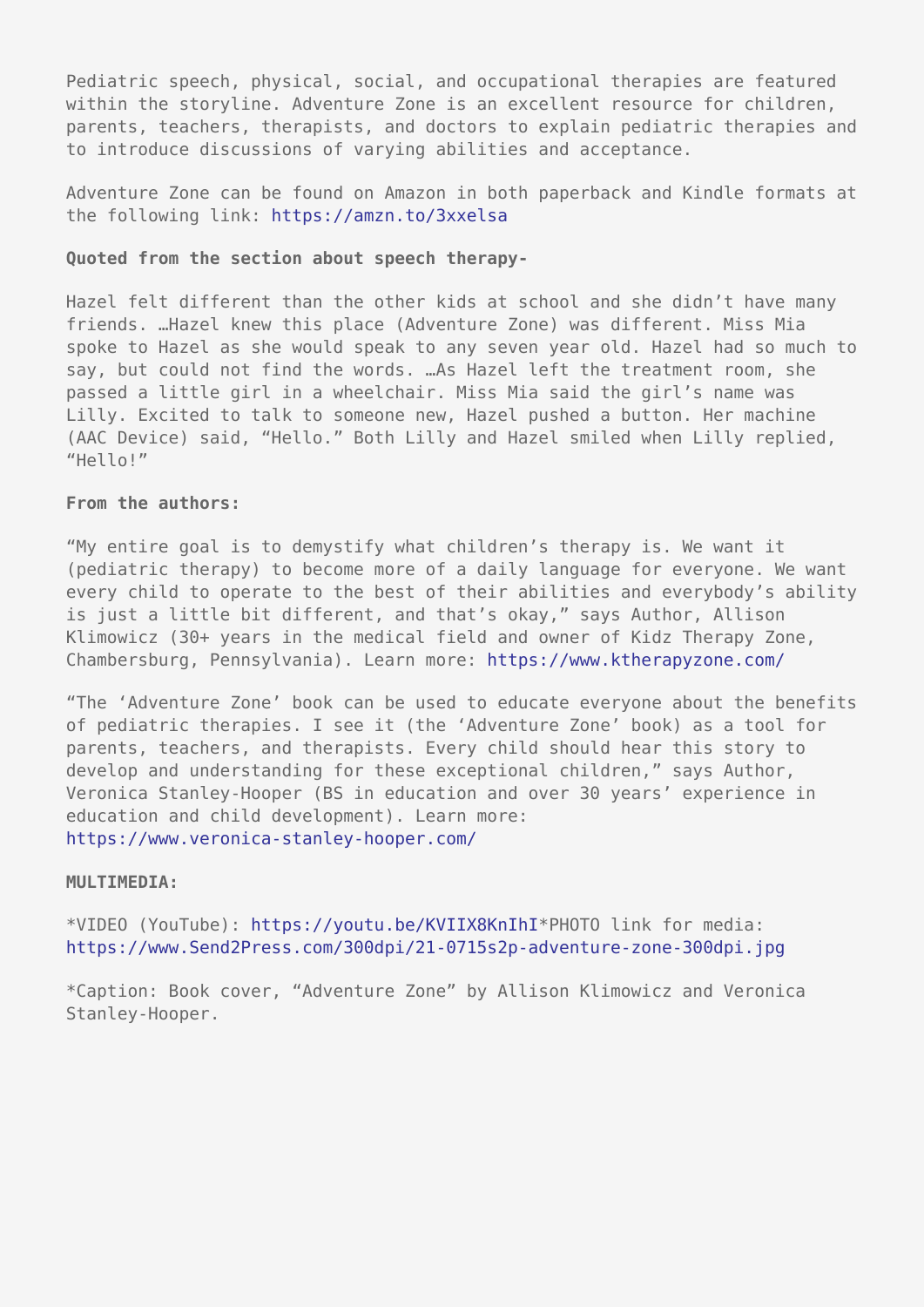Pediatric speech, physical, social, and occupational therapies are featured within the storyline. Adventure Zone is an excellent resource for children, parents, teachers, therapists, and doctors to explain pediatric therapies and to introduce discussions of varying abilities and acceptance.

Adventure Zone can be found on Amazon in both paperback and Kindle formats at the following link: https://amzn.to/3xxelsa

**Quoted from the section about speech therapy-**

Hazel felt different than the other kids at school and she didn't have many friends. …Hazel knew this place (Adventure Zone) was different. Miss Mia spoke to Hazel as she would speak to any seven year old. Hazel had so much to say, but could not find the words. …As Hazel left the treatment room, she passed a little girl in a wheelchair. Miss Mia said the girl's name was Lilly. Excited to talk to someone new, Hazel pushed a button. Her machine (AAC Device) said, "Hello." Both Lilly and Hazel smiled when Lilly replied, "Hello!"

**From the authors:**

"My entire goal is to demystify what children's therapy is. We want it (pediatric therapy) to become more of a daily language for everyone. We want every child to operate to the best of their abilities and everybody's ability is just a little bit different, and that's okay," says Author, Allison Klimowicz (30+ years in the medical field and owner of Kidz Therapy Zone, Chambersburg, Pennsylvania). Learn more: https://www.ktherapyzone.com/

"The 'Adventure Zone' book can be used to educate everyone about the benefits of pediatric therapies. I see it (the 'Adventure Zone' book) as a tool for parents, teachers, and therapists. Every child should hear this story to develop and understanding for these exceptional children," says Author, Veronica Stanley-Hooper (BS in education and over 30 years' experience in education and child development). Learn more: https://www.veronica-stanley-hooper.com/

**MULTIMEDIA:**

*VIDEO (YouTube): https://youtu.be/KVIIX8KnIhI*PHOTO link for media: https://www.Send2Press.com/300dpi/21-0715s2p-adventure-zone-300dpi.jpg

*Caption: Book cover, "Adventure Zone" by Allison Klimowicz and Veronica Stanley-Hooper.